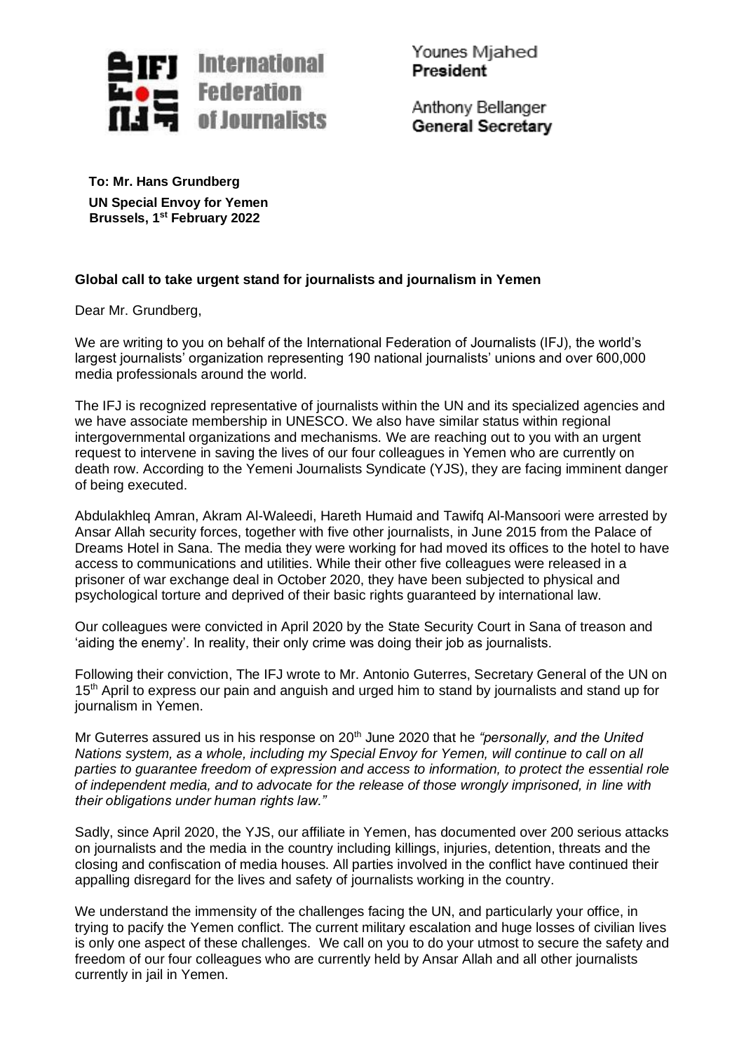**International Federation of Journalists**

Younes Mjahed
**President**

Anthony Bellanger
**General Secretary**

**To: Mr. Hans Grundberg**
**UN Special Envoy for Yemen**
**Brussels, 1st February 2022**

**Global call to take urgent stand for journalists and journalism in Yemen**

Dear Mr. Grundberg,

We are writing to you on behalf of the International Federation of Journalists (IFJ), the world's largest journalists' organization representing 190 national journalists' unions and over 600,000 media professionals around the world.

The IFJ is recognized representative of journalists within the UN and its specialized agencies and we have associate membership in UNESCO. We also have similar status within regional intergovernmental organizations and mechanisms. We are reaching out to you with an urgent request to intervene in saving the lives of our four colleagues in Yemen who are currently on death row. According to the Yemeni Journalists Syndicate (YJS), they are facing imminent danger of being executed.

Abdulakhleq Amran, Akram Al-Waleedi, Hareth Humaid and Tawifq Al-Mansoori were arrested by Ansar Allah security forces, together with five other journalists, in June 2015 from the Palace of Dreams Hotel in Sana. The media they were working for had moved its offices to the hotel to have access to communications and utilities. While their other five colleagues were released in a prisoner of war exchange deal in October 2020, they have been subjected to physical and psychological torture and deprived of their basic rights guaranteed by international law.

Our colleagues were convicted in April 2020 by the State Security Court in Sana of treason and 'aiding the enemy'. In reality, their only crime was doing their job as journalists.

Following their conviction, The IFJ wrote to Mr. Antonio Guterres, Secretary General of the UN on 15th April to express our pain and anguish and urged him to stand by journalists and stand up for journalism in Yemen.

Mr Guterres assured us in his response on 20th June 2020 that he *"personally, and the United Nations system, as a whole, including my Special Envoy for Yemen, will continue to call on all parties to guarantee freedom of expression and access to information, to protect the essential role of independent media, and to advocate for the release of those wrongly imprisoned, in line with their obligations under human rights law."*

Sadly, since April 2020, the YJS, our affiliate in Yemen, has documented over 200 serious attacks on journalists and the media in the country including killings, injuries, detention, threats and the closing and confiscation of media houses. All parties involved in the conflict have continued their appalling disregard for the lives and safety of journalists working in the country.

We understand the immensity of the challenges facing the UN, and particularly your office, in trying to pacify the Yemen conflict. The current military escalation and huge losses of civilian lives is only one aspect of these challenges. We call on you to do your utmost to secure the safety and freedom of our four colleagues who are currently held by Ansar Allah and all other journalists currently in jail in Yemen.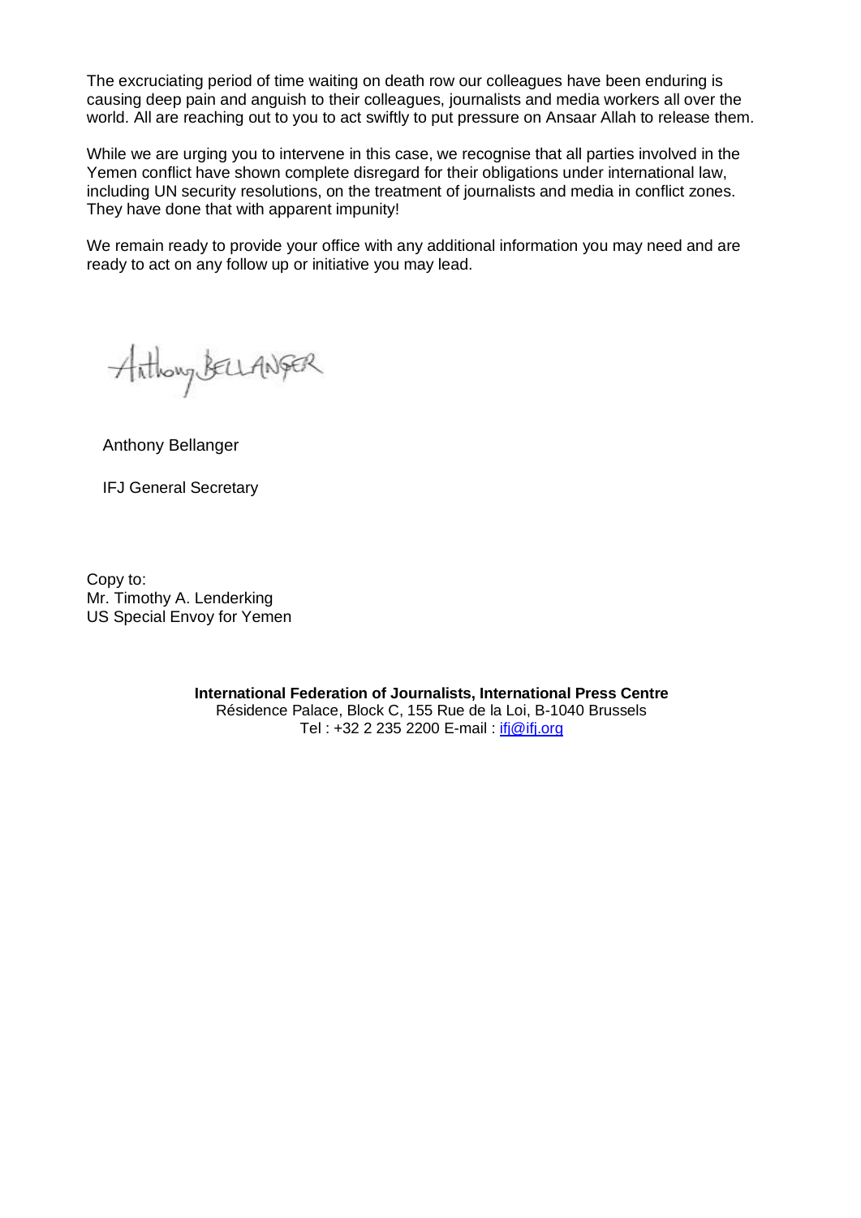The excruciating period of time waiting on death row our colleagues have been enduring is causing deep pain and anguish to their colleagues, journalists and media workers all over the world. All are reaching out to you to act swiftly to put pressure on Ansaar Allah to release them.

While we are urging you to intervene in this case, we recognise that all parties involved in the Yemen conflict have shown complete disregard for their obligations under international law, including UN security resolutions, on the treatment of journalists and media in conflict zones. They have done that with apparent impunity!

We remain ready to provide your office with any additional information you may need and are ready to act on any follow up or initiative you may lead.

Anthony BELLANGER

Anthony Bellanger

IFJ General Secretary

Copy to:
Mr. Timothy A. Lenderking
US Special Envoy for Yemen

**International Federation of Journalists, International Press Centre**
Résidence Palace, Block C, 155 Rue de la Loi, B-1040 Brussels
Tel : +32 2 235 2200 E-mail : ifj@ifj.org